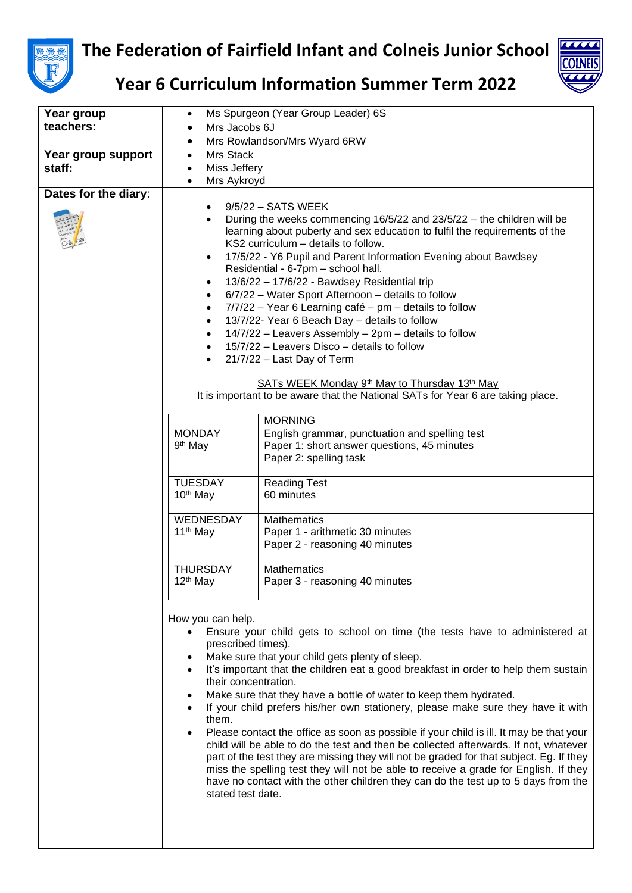# The Federation of Fairfield Infant and Colneis Junior School

## Year 6 Curriculum Information Summer Term 2022

**Year group teachers:**

- Ms Spurgeon (Year Group Leader) 6S
- Mrs Jacobs 6J
- Mrs Rowlandson/Mrs Wyard 6RW

**Year group support staff:**

- Mrs Stack
- Miss Jeffery
- Mrs Aykroyd

**Dates for the diary:**

- 9/5/22 – SATS WEEK
- During the weeks commencing 16/5/22 and 23/5/22 – the children will be learning about puberty and sex education to fulfil the requirements of the KS2 curriculum – details to follow.
- 17/5/22 - Y6 Pupil and Parent Information Evening about Bawdsey Residential - 6-7pm – school hall.
- 13/6/22 – 17/6/22 - Bawdsey Residential trip
- 6/7/22 – Water Sport Afternoon – details to follow
- 7/7/22 – Year 6 Learning café – pm – details to follow
- 13/7/22- Year 6 Beach Day – details to follow
- 14/7/22 – Leavers Assembly – 2pm – details to follow
- 15/7/22 – Leavers Disco – details to follow
- 21/7/22 – Last Day of Term

SATs WEEK Monday 9th May to Thursday 13th May

It is important to be aware that the National SATs for Year 6 are taking place.

| | MORNING |
|---|---|
| MONDAY 9th May | English grammar, punctuation and spelling test<br>Paper 1: short answer questions, 45 minutes<br>Paper 2: spelling task |
| TUESDAY 10th May | Reading Test<br>60 minutes |
| WEDNESDAY 11th May | Mathematics<br>Paper 1 - arithmetic 30 minutes<br>Paper 2 - reasoning 40 minutes |
| THURSDAY 12th May | Mathematics<br>Paper 3 - reasoning 40 minutes |

How you can help.

- Ensure your child gets to school on time (the tests have to administered at prescribed times).
- Make sure that your child gets plenty of sleep.
- It's important that the children eat a good breakfast in order to help them sustain their concentration.
- Make sure that they have a bottle of water to keep them hydrated.
- If your child prefers his/her own stationery, please make sure they have it with them.
- Please contact the office as soon as possible if your child is ill. It may be that your child will be able to do the test and then be collected afterwards. If not, whatever part of the test they are missing they will not be graded for that subject. Eg. If they miss the spelling test they will not be able to receive a grade for English. If they have no contact with the other children they can do the test up to 5 days from the stated test date.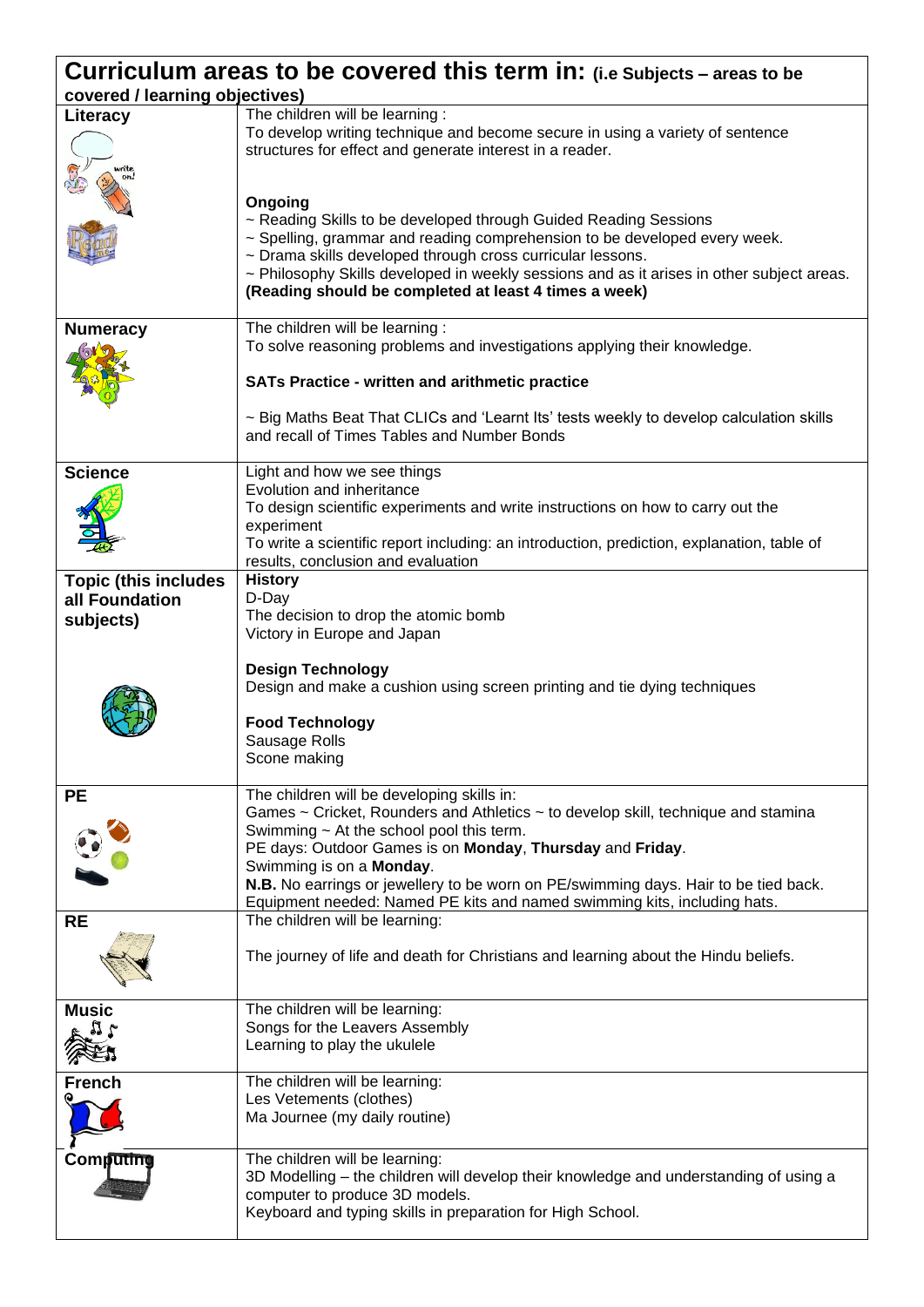## Curriculum areas to be covered this term in: (i.e Subjects – areas to be covered / learning objectives)

| | |
|---|---|
| **Literacy** | The children will be learning :<br>To develop writing technique and become secure in using a variety of sentence structures for effect and generate interest in a reader.<br><br>**Ongoing**<br>~ Reading Skills to be developed through Guided Reading Sessions<br>~ Spelling, grammar and reading comprehension to be developed every week.<br>~ Drama skills developed through cross curricular lessons.<br>~ Philosophy Skills developed in weekly sessions and as it arises in other subject areas.<br>**(Reading should be completed at least 4 times a week)** |
| **Numeracy** | The children will be learning :<br>To solve reasoning problems and investigations applying their knowledge.<br><br>**SATs Practice - written and arithmetic practice**<br><br>~ Big Maths Beat That CLICs and 'Learnt Its' tests weekly to develop calculation skills and recall of Times Tables and Number Bonds |
| **Science** | Light and how we see things<br>Evolution and inheritance<br>To design scientific experiments and write instructions on how to carry out the experiment<br>To write a scientific report including: an introduction, prediction, explanation, table of results, conclusion and evaluation |
| **Topic (this includes all Foundation subjects)** | **History**<br>D-Day<br>The decision to drop the atomic bomb<br>Victory in Europe and Japan<br><br>**Design Technology**<br>Design and make a cushion using screen printing and tie dying techniques<br><br>**Food Technology**<br>Sausage Rolls<br>Scone making |
| **PE** | The children will be developing skills in:<br>Games ~ Cricket, Rounders and Athletics ~ to develop skill, technique and stamina<br>Swimming ~ At the school pool this term.<br>PE days: Outdoor Games is on **Monday**, **Thursday** and **Friday**.<br>Swimming is on a **Monday**.<br>**N.B.** No earrings or jewellery to be worn on PE/swimming days. Hair to be tied back.<br>Equipment needed: Named PE kits and named swimming kits, including hats. |
| **RE** | The children will be learning:<br><br>The journey of life and death for Christians and learning about the Hindu beliefs. |
| **Music** | The children will be learning:<br>Songs for the Leavers Assembly<br>Learning to play the ukulele |
| **French** | The children will be learning:<br>Les Vetements (clothes)<br>Ma Journee (my daily routine) |
| **Computing** | The children will be learning:<br>3D Modelling – the children will develop their knowledge and understanding of using a computer to produce 3D models.<br>Keyboard and typing skills in preparation for High School. |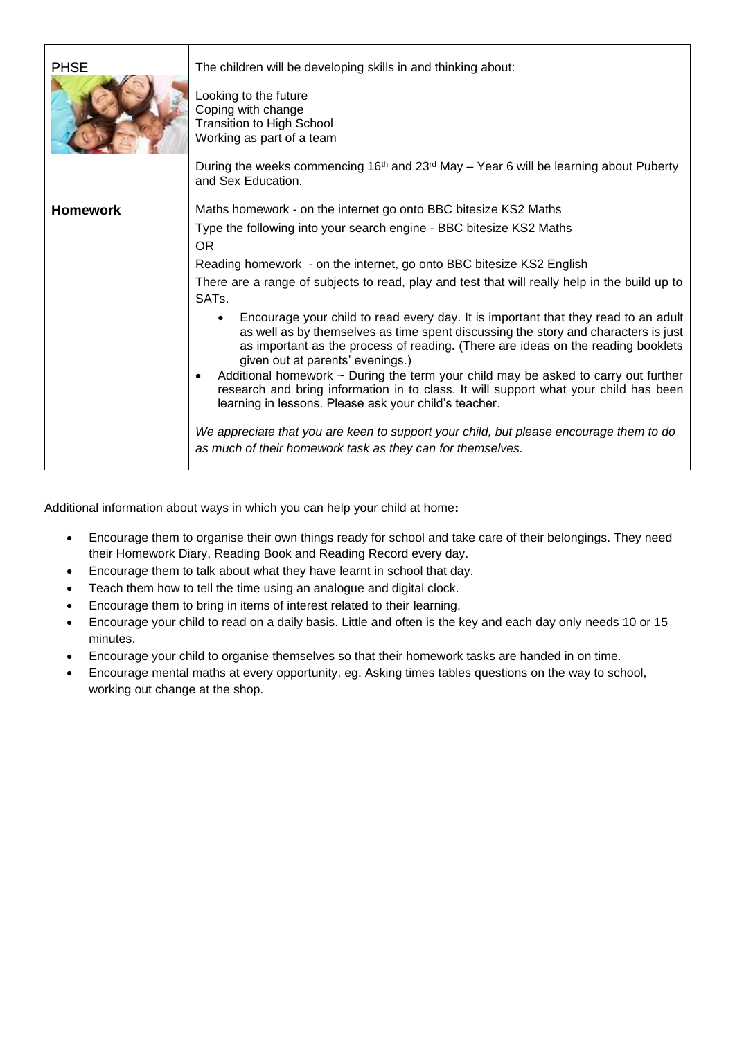| | |
|---|---|
| PHSE | The children will be developing skills in and thinking about:<br><br>Looking to the future<br>Coping with change<br>Transition to High School<br>Working as part of a team<br><br>During the weeks commencing 16th and 23rd May – Year 6 will be learning about Puberty and Sex Education. |
| **Homework** | Maths homework - on the internet go onto BBC bitesize KS2 Maths<br>Type the following into your search engine - BBC bitesize KS2 Maths<br>OR<br>Reading homework - on the internet, go onto BBC bitesize KS2 English<br>There are a range of subjects to read, play and test that will really help in the build up to SATs.<br>• Encourage your child to read every day. It is important that they read to an adult as well as by themselves as time spent discussing the story and characters is just as important as the process of reading. (There are ideas on the reading booklets given out at parents' evenings.)<br>• Additional homework ~ During the term your child may be asked to carry out further research and bring information in to class. It will support what your child has been learning in lessons. Please ask your child's teacher.<br><br>*We appreciate that you are keen to support your child, but please encourage them to do as much of their homework task as they can for themselves.* |

Additional information about ways in which you can help your child at home**:**

- Encourage them to organise their own things ready for school and take care of their belongings. They need their Homework Diary, Reading Book and Reading Record every day.
- Encourage them to talk about what they have learnt in school that day.
- Teach them how to tell the time using an analogue and digital clock.
- Encourage them to bring in items of interest related to their learning.
- Encourage your child to read on a daily basis. Little and often is the key and each day only needs 10 or 15 minutes.
- Encourage your child to organise themselves so that their homework tasks are handed in on time.
- Encourage mental maths at every opportunity, eg. Asking times tables questions on the way to school, working out change at the shop.